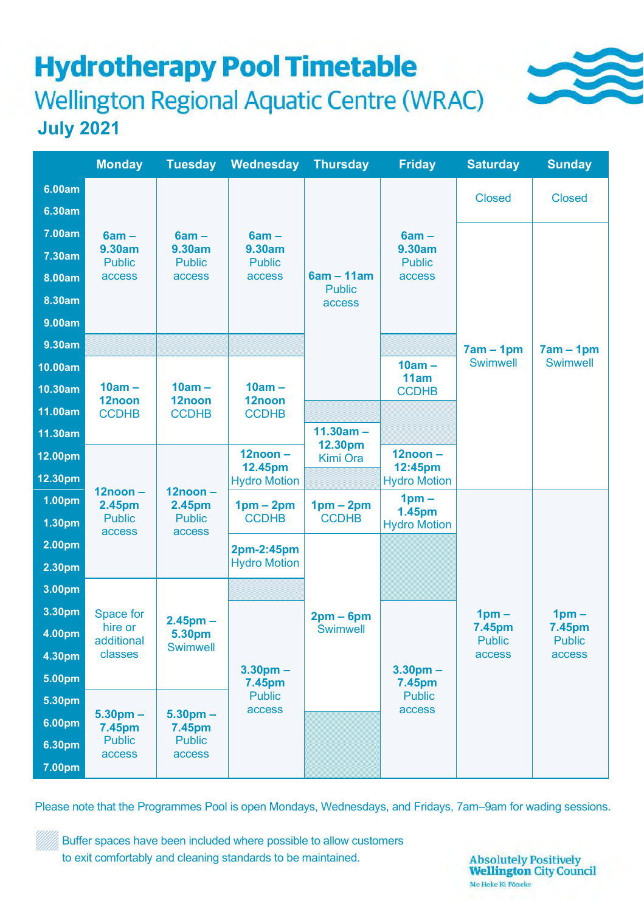# Hydrotherapy Pool Timetable

## Wellington Regional Aquatic Centre (WRAC)

### July 2021

| | Monday | Tuesday | Wednesday | Thursday | Friday | Saturday | Sunday |
|---|---|---|---|---|---|---|---|
| 6.00am | **6am – 9.30am** Public access | **6am – 9.30am** Public access | **6am – 9.30am** Public access | **6am – 11am** Public access | **6am – 9.30am** Public access | Closed | Closed |
| 6.30am | | | | | | | |
| 7.00am | | | | | | **7am – 1pm** Swimwell | **7am – 1pm** Swimwell |
| 7.30am | | | | | | | |
| 8.00am | | | | | | | |
| 8.30am | | | | | | | |
| 9.00am | | | | | | | |
| 9.30am | *(buffer)* | *(buffer)* | *(buffer)* | | *(buffer)* | | |
| 10.00am | **10am – 12noon** CCDHB | **10am – 12noon** CCDHB | **10am – 12noon** CCDHB | | **10am – 11am** CCDHB | | |
| 10.30am | | | | | | | |
| 11.00am | | | | *(buffer)* | *(buffer)* | | |
| 11.30am | | | | **11.30am – 12.30pm** Kimi Ora | | | |
| 12.00pm | **12noon – 2.45pm** Public access | **12noon – 2.45pm** Public access | **12noon – 12.45pm** Hydro Motion | | **12noon – 12:45pm** Hydro Motion | | |
| 12.30pm | | | | *(buffer)* | | | |
| 1.00pm | | | **1pm – 2pm** CCDHB | **1pm – 2pm** CCDHB | **1pm – 1.45pm** Hydro Motion | **1pm – 7.45pm** Public access | **1pm – 7.45pm** Public access |
| 1.30pm | | | | | | | |
| 2.00pm | | | **2pm-2:45pm** Hydro Motion | **2pm – 6pm** Swimwell | *(buffer)* | | |
| 2.30pm | | | | | | | |
| 3.00pm | Space for hire or additional classes | **2.45pm – 5.30pm** Swimwell | *(buffer)* | | | | |
| 3.30pm | | | **3.30pm – 7.45pm** Public access | | **3.30pm – 7.45pm** Public access | | |
| 4.00pm | | | | | | | |
| 4.30pm | | | | | | | |
| 5.00pm | | | | | | | |
| 5.30pm | **5.30pm – 7.45pm** Public access | **5.30pm – 7.45pm** Public access | | | | | |
| 6.00pm | | | | *(buffer)* | | | |
| 6.30pm | | | | | | | |
| 7.00pm | | | | | | | |

Please note that the Programmes Pool is open Mondays, Wednesdays, and Fridays, 7am–9am for wading sessions.

Buffer spaces have been included where possible to allow customers to exit comfortably and cleaning standards to be maintained.

Absolutely Positively Wellington City Council
Me Heke Ki Pōneke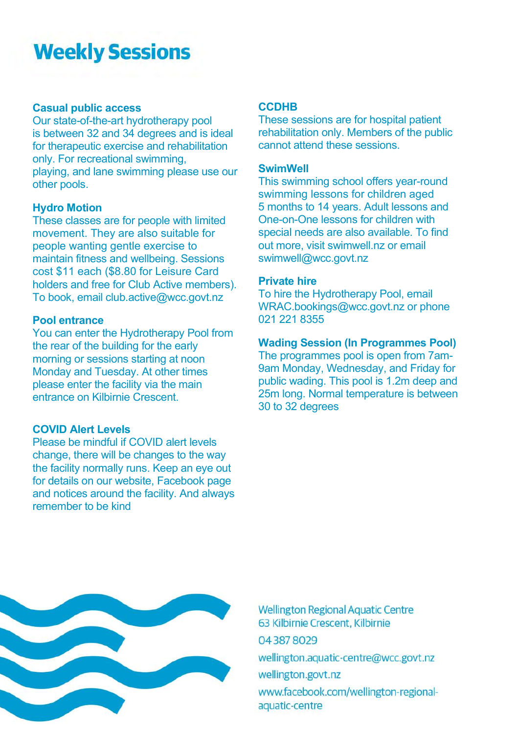# Weekly Sessions

### Casual public access

Our state-of-the-art hydrotherapy pool is between 32 and 34 degrees and is ideal for therapeutic exercise and rehabilitation only. For recreational swimming, playing, and lane swimming please use our other pools.

### Hydro Motion

These classes are for people with limited movement. They are also suitable for people wanting gentle exercise to maintain fitness and wellbeing. Sessions cost $11 each ($8.80 for Leisure Card holders and free for Club Active members). To book, email club.active@wcc.govt.nz

### Pool entrance

You can enter the Hydrotherapy Pool from the rear of the building for the early morning or sessions starting at noon Monday and Tuesday. At other times please enter the facility via the main entrance on Kilbirnie Crescent.

### COVID Alert Levels

Please be mindful if COVID alert levels change, there will be changes to the way the facility normally runs. Keep an eye out for details on our website, Facebook page and notices around the facility. And always remember to be kind

### CCDHB

These sessions are for hospital patient rehabilitation only. Members of the public cannot attend these sessions.

### SwimWell

This swimming school offers year-round swimming lessons for children aged 5 months to 14 years. Adult lessons and One-on-One lessons for children with special needs are also available. To find out more, visit swimwell.nz or email swimwell@wcc.govt.nz

### Private hire

To hire the Hydrotherapy Pool, email WRAC.bookings@wcc.govt.nz or phone 021 221 8355

### Wading Session (In Programmes Pool)

The programmes pool is open from 7am-9am Monday, Wednesday, and Friday for public wading. This pool is 1.2m deep and 25m long. Normal temperature is between 30 to 32 degrees

Wellington Regional Aquatic Centre
63 Kilbirnie Crescent, Kilbirnie

04 387 8029

wellington.aquatic-centre@wcc.govt.nz

wellington.govt.nz

www.facebook.com/wellington-regional-aquatic-centre